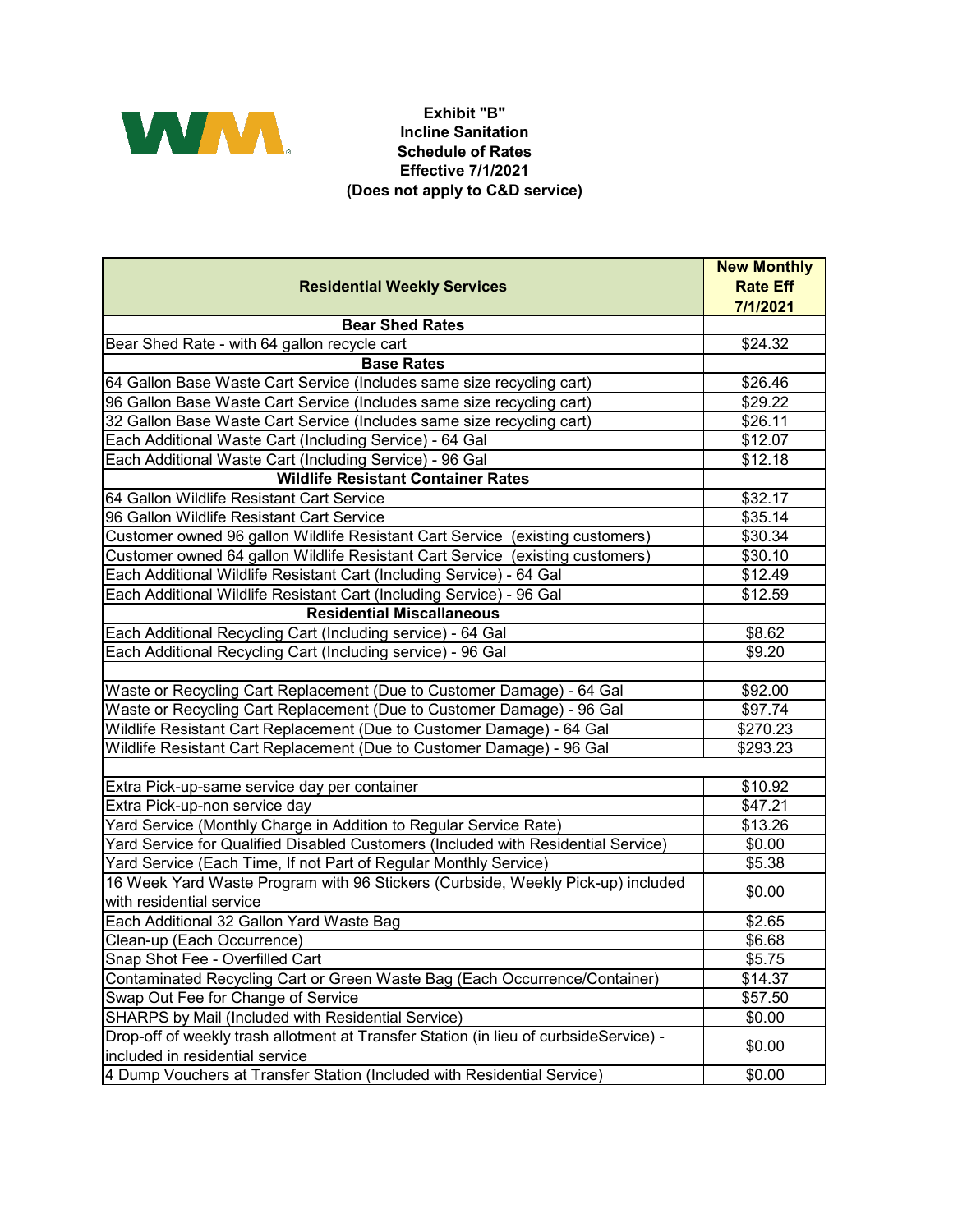**Exhibit "B"**
**Incline Sanitation**
**Schedule of Rates**
**Effective 7/1/2021**
**(Does not apply to C&D service)**

| Residential Weekly Services | New Monthly Rate Eff 7/1/2021 |
|---|---|
| **Bear Shed Rates** | |
| Bear Shed Rate - with 64 gallon recycle cart | $24.32 |
| **Base Rates** | |
| 64 Gallon Base Waste Cart Service (Includes same size recycling cart) | $26.46 |
| 96 Gallon Base Waste Cart Service (Includes same size recycling cart) | $29.22 |
| 32 Gallon Base Waste Cart Service (Includes same size recycling cart) | $26.11 |
| Each Additional Waste Cart (Including Service) - 64 Gal | $12.07 |
| Each Additional Waste Cart (Including Service) - 96 Gal | $12.18 |
| **Wildlife Resistant Container Rates** | |
| 64 Gallon Wildlife Resistant Cart Service | $32.17 |
| 96 Gallon Wildlife Resistant Cart Service | $35.14 |
| Customer owned 96 gallon Wildlife Resistant Cart Service (existing customers) | $30.34 |
| Customer owned 64 gallon Wildlife Resistant Cart Service (existing customers) | $30.10 |
| Each Additional Wildlife Resistant Cart (Including Service) - 64 Gal | $12.49 |
| Each Additional Wildlife Resistant Cart (Including Service) - 96 Gal | $12.59 |
| **Residential Miscallaneous** | |
| Each Additional Recycling Cart (Including service) - 64 Gal | $8.62 |
| Each Additional Recycling Cart (Including service) - 96 Gal | $9.20 |
| | |
| Waste or Recycling Cart Replacement (Due to Customer Damage) - 64 Gal | $92.00 |
| Waste or Recycling Cart Replacement (Due to Customer Damage) - 96 Gal | $97.74 |
| Wildlife Resistant Cart Replacement (Due to Customer Damage) - 64 Gal | $270.23 |
| Wildlife Resistant Cart Replacement (Due to Customer Damage) - 96 Gal | $293.23 |
| | |
| Extra Pick-up-same service day per container | $10.92 |
| Extra Pick-up-non service day | $47.21 |
| Yard Service (Monthly Charge in Addition to Regular Service Rate) | $13.26 |
| Yard Service for Qualified Disabled Customers (Included with Residential Service) | $0.00 |
| Yard Service (Each Time, If not Part of Regular Monthly Service) | $5.38 |
| 16 Week Yard Waste Program with 96 Stickers (Curbside, Weekly Pick-up) included with residential service | $0.00 |
| Each Additional 32 Gallon Yard Waste Bag | $2.65 |
| Clean-up (Each Occurrence) | $6.68 |
| Snap Shot Fee - Overfilled Cart | $5.75 |
| Contaminated Recycling Cart or Green Waste Bag (Each Occurrence/Container) | $14.37 |
| Swap Out Fee for Change of Service | $57.50 |
| SHARPS by Mail (Included with Residential Service) | $0.00 |
| Drop-off of weekly trash allotment at Transfer Station (in lieu of curbsideService) - included in residential service | $0.00 |
| 4 Dump Vouchers at Transfer Station (Included with Residential Service) | $0.00 |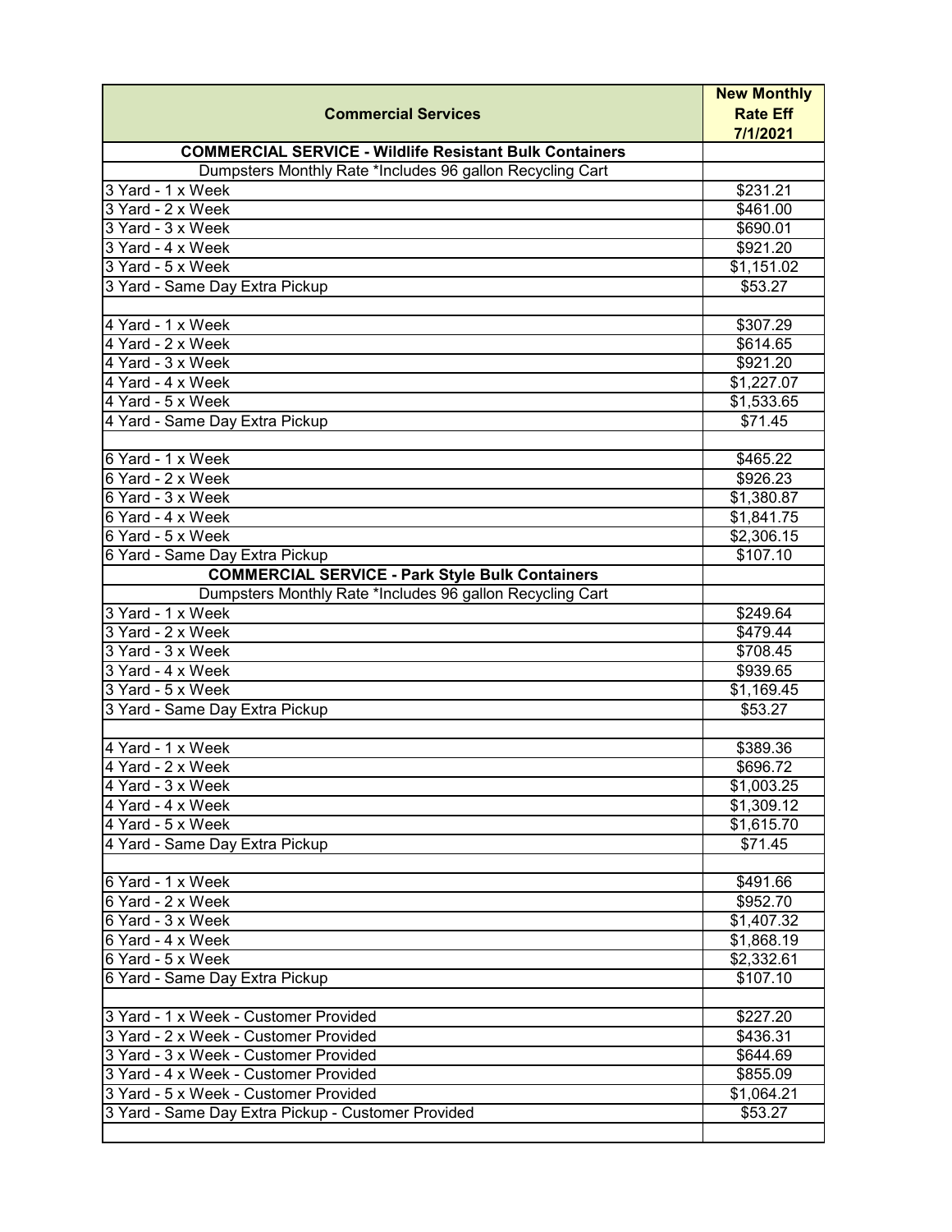| Commercial Services | New Monthly Rate Eff 7/1/2021 |
|---|---|
| **COMMERCIAL SERVICE - Wildlife Resistant Bulk Containers** | |
| Dumpsters Monthly Rate *Includes 96 gallon Recycling Cart | |
| 3 Yard - 1 x Week | $231.21 |
| 3 Yard - 2 x Week | $461.00 |
| 3 Yard - 3 x Week | $690.01 |
| 3 Yard - 4 x Week | $921.20 |
| 3 Yard - 5 x Week | $1,151.02 |
| 3 Yard - Same Day Extra Pickup | $53.27 |
| | |
| 4 Yard - 1 x Week | $307.29 |
| 4 Yard - 2 x Week | $614.65 |
| 4 Yard - 3 x Week | $921.20 |
| 4 Yard - 4 x Week | $1,227.07 |
| 4 Yard - 5 x Week | $1,533.65 |
| 4 Yard - Same Day Extra Pickup | $71.45 |
| | |
| 6 Yard - 1 x Week | $465.22 |
| 6 Yard - 2 x Week | $926.23 |
| 6 Yard - 3 x Week | $1,380.87 |
| 6 Yard - 4 x Week | $1,841.75 |
| 6 Yard - 5 x Week | $2,306.15 |
| 6 Yard - Same Day Extra Pickup | $107.10 |
| **COMMERCIAL SERVICE - Park Style Bulk Containers** | |
| Dumpsters Monthly Rate *Includes 96 gallon Recycling Cart | |
| 3 Yard - 1 x Week | $249.64 |
| 3 Yard - 2 x Week | $479.44 |
| 3 Yard - 3 x Week | $708.45 |
| 3 Yard - 4 x Week | $939.65 |
| 3 Yard - 5 x Week | $1,169.45 |
| 3 Yard - Same Day Extra Pickup | $53.27 |
| | |
| 4 Yard - 1 x Week | $389.36 |
| 4 Yard - 2 x Week | $696.72 |
| 4 Yard - 3 x Week | $1,003.25 |
| 4 Yard - 4 x Week | $1,309.12 |
| 4 Yard - 5 x Week | $1,615.70 |
| 4 Yard - Same Day Extra Pickup | $71.45 |
| | |
| 6 Yard - 1 x Week | $491.66 |
| 6 Yard - 2 x Week | $952.70 |
| 6 Yard - 3 x Week | $1,407.32 |
| 6 Yard - 4 x Week | $1,868.19 |
| 6 Yard - 5 x Week | $2,332.61 |
| 6 Yard - Same Day Extra Pickup | $107.10 |
| | |
| 3 Yard - 1 x Week - Customer Provided | $227.20 |
| 3 Yard - 2 x Week - Customer Provided | $436.31 |
| 3 Yard - 3 x Week - Customer Provided | $644.69 |
| 3 Yard - 4 x Week - Customer Provided | $855.09 |
| 3 Yard - 5 x Week - Customer Provided | $1,064.21 |
| 3 Yard - Same Day Extra Pickup - Customer Provided | $53.27 |
| | |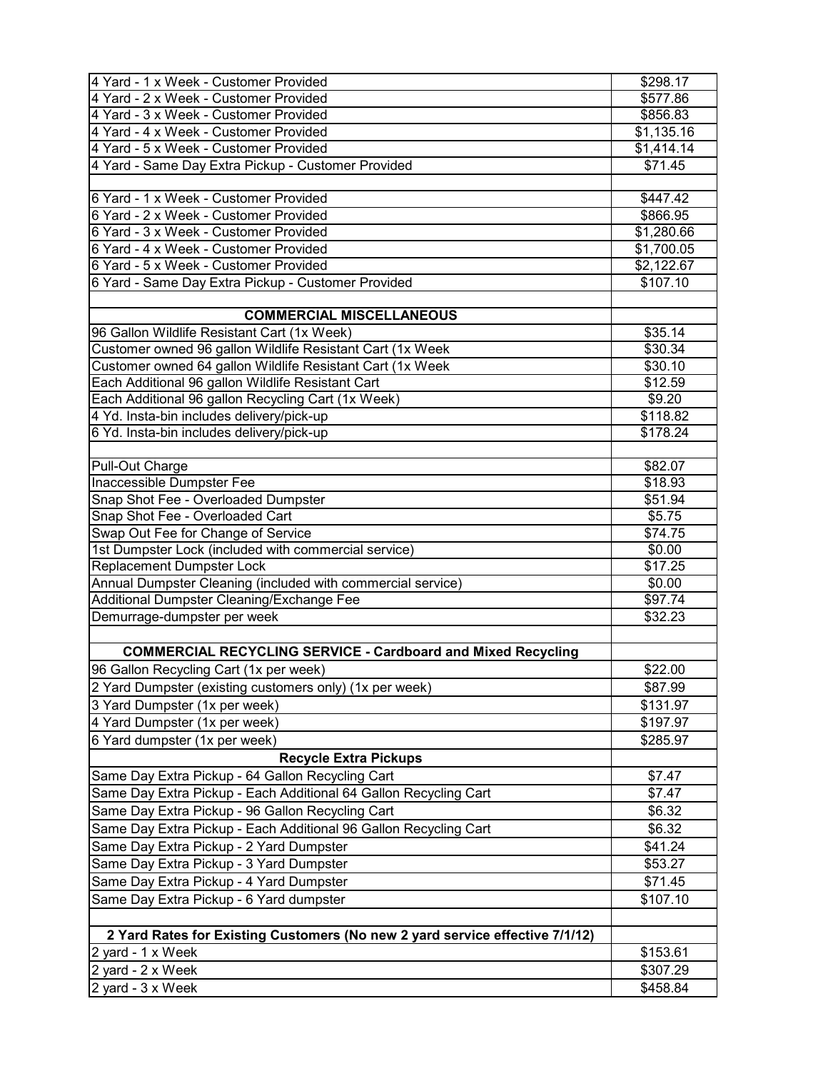| | |
|---|---|
| 4 Yard - 1 x Week - Customer Provided | $298.17 |
| 4 Yard - 2 x Week - Customer Provided | $577.86 |
| 4 Yard - 3 x Week - Customer Provided | $856.83 |
| 4 Yard - 4 x Week - Customer Provided | $1,135.16 |
| 4 Yard - 5 x Week - Customer Provided | $1,414.14 |
| 4 Yard - Same Day Extra Pickup - Customer Provided | $71.45 |
| | |
| 6 Yard - 1 x Week - Customer Provided | $447.42 |
| 6 Yard - 2 x Week - Customer Provided | $866.95 |
| 6 Yard - 3 x Week - Customer Provided | $1,280.66 |
| 6 Yard - 4 x Week - Customer Provided | $1,700.05 |
| 6 Yard - 5 x Week - Customer Provided | $2,122.67 |
| 6 Yard - Same Day Extra Pickup - Customer Provided | $107.10 |
| | |
| **COMMERCIAL MISCELLANEOUS** | |
| 96 Gallon Wildlife Resistant Cart (1x Week) | $35.14 |
| Customer owned 96 gallon Wildlife Resistant Cart (1x Week | $30.34 |
| Customer owned 64 gallon Wildlife Resistant Cart (1x Week | $30.10 |
| Each Additional 96 gallon Wildlife Resistant Cart | $12.59 |
| Each Additional 96 gallon Recycling Cart (1x Week) | $9.20 |
| 4 Yd. Insta-bin includes delivery/pick-up | $118.82 |
| 6 Yd. Insta-bin includes delivery/pick-up | $178.24 |
| | |
| Pull-Out Charge | $82.07 |
| Inaccessible Dumpster Fee | $18.93 |
| Snap Shot Fee - Overloaded Dumpster | $51.94 |
| Snap Shot Fee - Overloaded Cart | $5.75 |
| Swap Out Fee for Change of Service | $74.75 |
| 1st Dumpster Lock (included with commercial service) | $0.00 |
| Replacement Dumpster Lock | $17.25 |
| Annual Dumpster Cleaning (included with commercial service) | $0.00 |
| Additional Dumpster Cleaning/Exchange Fee | $97.74 |
| Demurrage-dumpster per week | $32.23 |
| | |
| **COMMERCIAL RECYCLING SERVICE - Cardboard and Mixed Recycling** | |
| 96 Gallon Recycling Cart (1x per week) | $22.00 |
| 2 Yard Dumpster (existing customers only) (1x per week) | $87.99 |
| 3 Yard Dumpster (1x per week) | $131.97 |
| 4 Yard Dumpster (1x per week) | $197.97 |
| 6 Yard dumpster (1x per week) | $285.97 |
| **Recycle Extra Pickups** | |
| Same Day Extra Pickup - 64 Gallon Recycling Cart | $7.47 |
| Same Day Extra Pickup - Each Additional 64 Gallon Recycling Cart | $7.47 |
| Same Day Extra Pickup - 96 Gallon Recycling Cart | $6.32 |
| Same Day Extra Pickup - Each Additional 96 Gallon Recycling Cart | $6.32 |
| Same Day Extra Pickup - 2 Yard Dumpster | $41.24 |
| Same Day Extra Pickup - 3 Yard Dumpster | $53.27 |
| Same Day Extra Pickup - 4 Yard Dumpster | $71.45 |
| Same Day Extra Pickup - 6 Yard dumpster | $107.10 |
| | |
| **2 Yard Rates for Existing Customers (No new 2 yard service effective 7/1/12)** | |
| 2 yard - 1 x Week | $153.61 |
| 2 yard - 2 x Week | $307.29 |
| 2 yard - 3 x Week | $458.84 |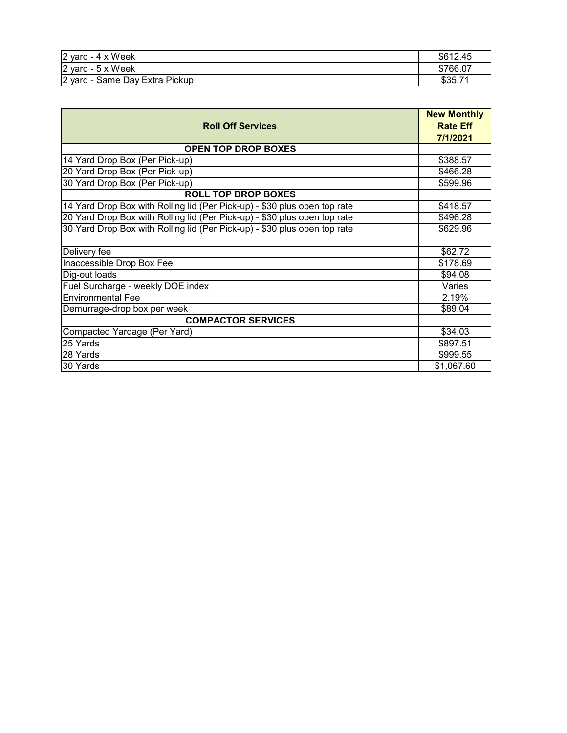| | |
|---|---|
| 2 yard - 4 x Week | $612.45 |
| 2 yard - 5 x Week | $766.07 |
| 2 yard - Same Day Extra Pickup | $35.71 |

| Roll Off Services | New Monthly Rate Eff 7/1/2021 |
|---|---|
| **OPEN TOP DROP BOXES** | |
| 14 Yard Drop Box (Per Pick-up) | $388.57 |
| 20 Yard Drop Box (Per Pick-up) | $466.28 |
| 30 Yard Drop Box (Per Pick-up) | $599.96 |
| **ROLL TOP DROP BOXES** | |
| 14 Yard Drop Box with Rolling lid (Per Pick-up) - $30 plus open top rate | $418.57 |
| 20 Yard Drop Box with Rolling lid (Per Pick-up) - $30 plus open top rate | $496.28 |
| 30 Yard Drop Box with Rolling lid (Per Pick-up) - $30 plus open top rate | $629.96 |
| | |
| Delivery fee | $62.72 |
| Inaccessible Drop Box Fee | $178.69 |
| Dig-out loads | $94.08 |
| Fuel Surcharge - weekly DOE index | Varies |
| Environmental Fee | 2.19% |
| Demurrage-drop box per week | $89.04 |
| **COMPACTOR SERVICES** | |
| Compacted Yardage (Per Yard) | $34.03 |
| 25 Yards | $897.51 |
| 28 Yards | $999.55 |
| 30 Yards | $1,067.60 |